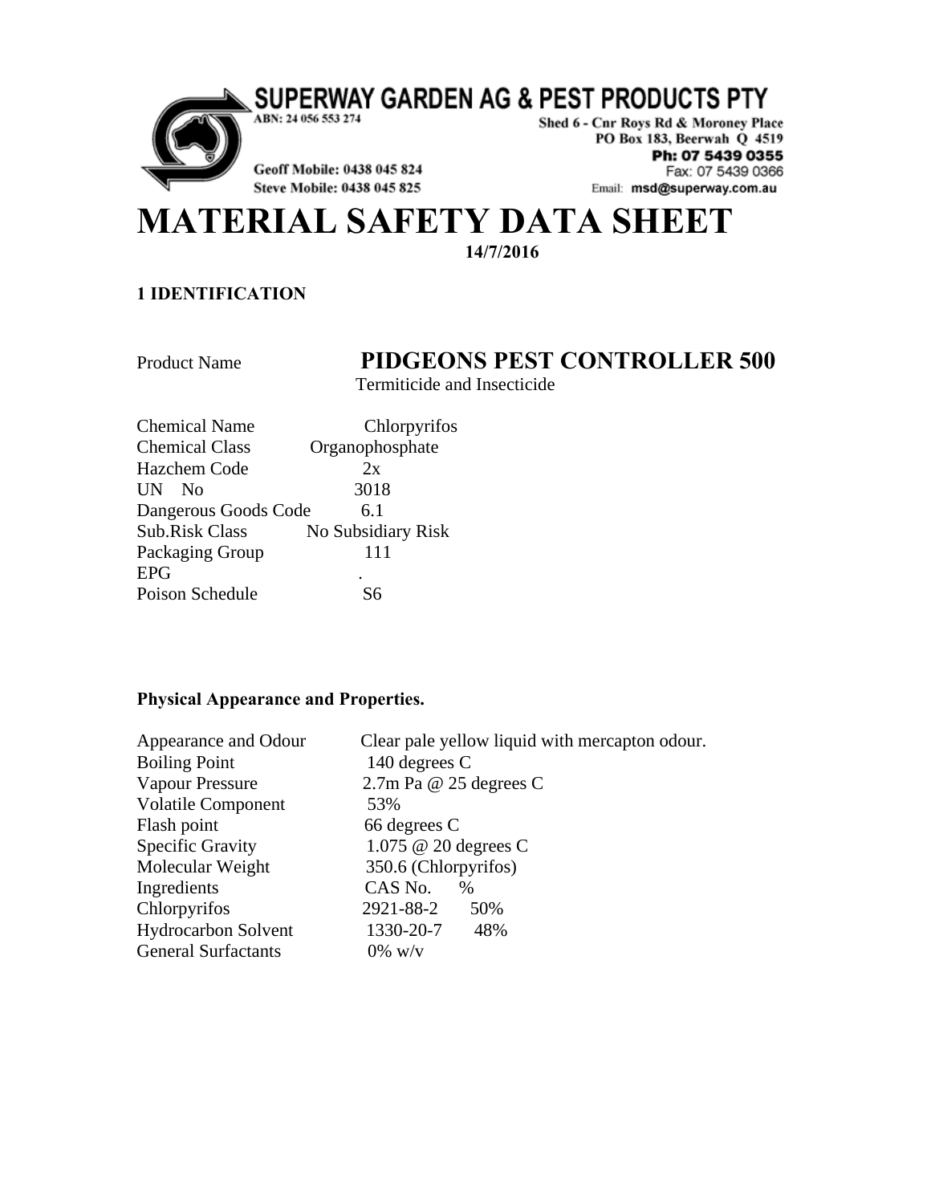**SUPERWAY GARDEN AG & PEST PRODUCTS PTY**

ABN: 24 056 553 274

Shed 6 - Cnr Roys Rd & Moroney Place
PO Box 183, Beerwah Q 4519
Ph: 07 5439 0355
Fax: 07 5439 0366
Email: msd@superway.com.au

Geoff Mobile: 0438 045 824
Steve Mobile: 0438 045 825

# MATERIAL SAFETY DATA SHEET

**14/7/2016**

### 1 IDENTIFICATION

| | |
|---|---|
| Product Name | **PIDGEONS PEST CONTROLLER 500** Termiticide and Insecticide |
| Chemical Name | Chlorpyrifos |
| Chemical Class | Organophosphate |
| Hazchem Code | 2x |
| UN No | 3018 |
| Dangerous Goods Code | 6.1 |
| Sub.Risk Class | No Subsidiary Risk |
| Packaging Group | 111 |
| EPG | . |
| Poison Schedule | S6 |

### Physical Appearance and Properties.

| | | |
|---|---|---|
| Appearance and Odour | Clear pale yellow liquid with mercapton odour. | |
| Boiling Point | 140 degrees C | |
| Vapour Pressure | 2.7m Pa @ 25 degrees C | |
| Volatile Component | 53% | |
| Flash point | 66 degrees C | |
| Specific Gravity | 1.075 @ 20 degrees C | |
| Molecular Weight | 350.6 (Chlorpyrifos) | |
| Ingredients | CAS No. | % |
| Chlorpyrifos | 2921-88-2 | 50% |
| Hydrocarbon Solvent | 1330-20-7 | 48% |
| General Surfactants | 0% w/v | |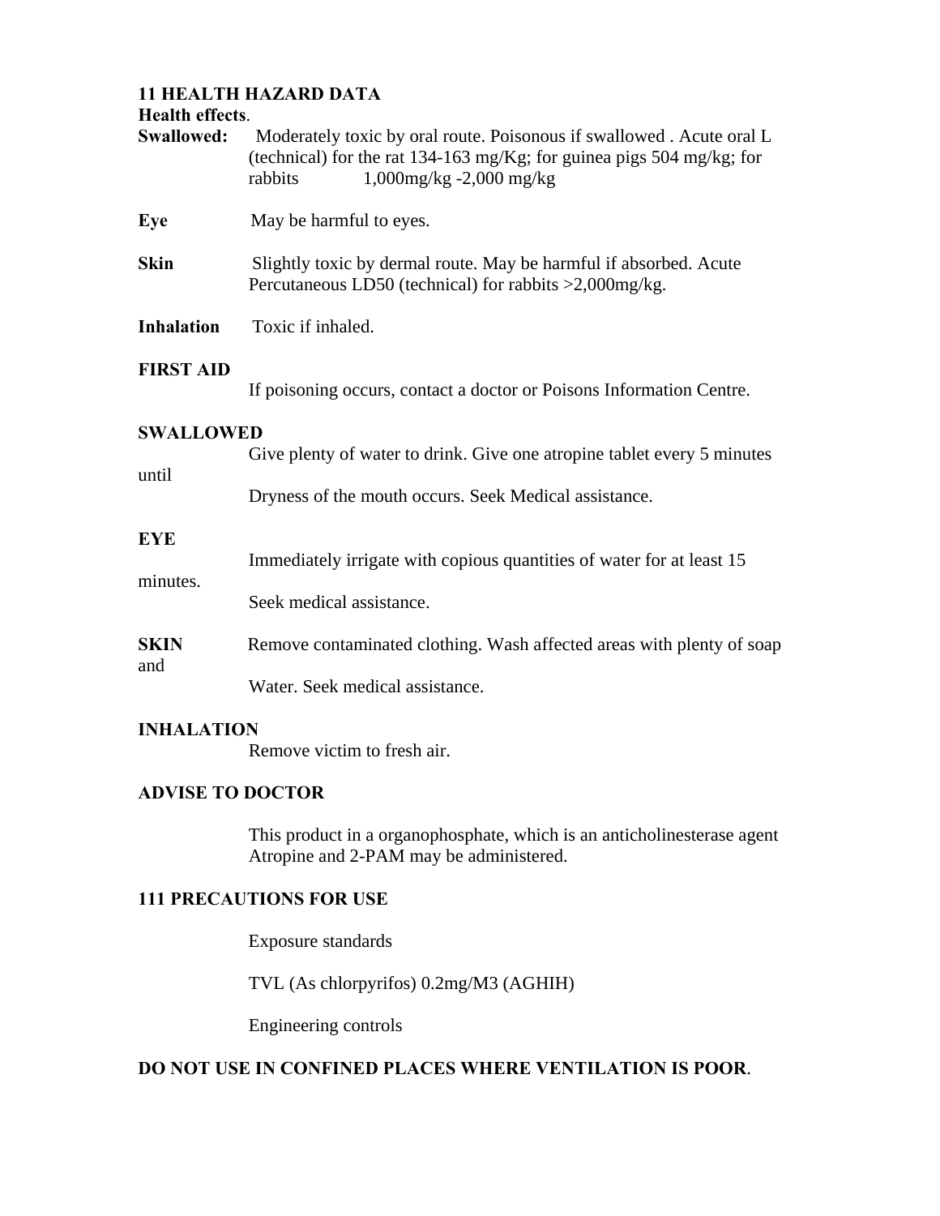**11 HEALTH HAZARD DATA**

**Health effects**.

**Swallowed:** Moderately toxic by oral route. Poisonous if swallowed . Acute oral L (technical) for the rat 134-163 mg/Kg; for guinea pigs 504 mg/kg; for rabbits 1,000mg/kg -2,000 mg/kg

**Eye** May be harmful to eyes.

**Skin** Slightly toxic by dermal route. May be harmful if absorbed. Acute Percutaneous LD50 (technical) for rabbits >2,000mg/kg.

**Inhalation** Toxic if inhaled.

**FIRST AID**

If poisoning occurs, contact a doctor or Poisons Information Centre.

**SWALLOWED**

Give plenty of water to drink. Give one atropine tablet every 5 minutes until Dryness of the mouth occurs. Seek Medical assistance.

**EYE**

Immediately irrigate with copious quantities of water for at least 15 minutes. Seek medical assistance.

**SKIN** Remove contaminated clothing. Wash affected areas with plenty of soap and Water. Seek medical assistance.

**INHALATION**

Remove victim to fresh air.

**ADVISE TO DOCTOR**

This product in a organophosphate, which is an anticholinesterase agent Atropine and 2-PAM may be administered.

**111 PRECAUTIONS FOR USE**

Exposure standards

TVL (As chlorpyrifos) 0.2mg/M3 (AGHIH)

Engineering controls

**DO NOT USE IN CONFINED PLACES WHERE VENTILATION IS POOR**.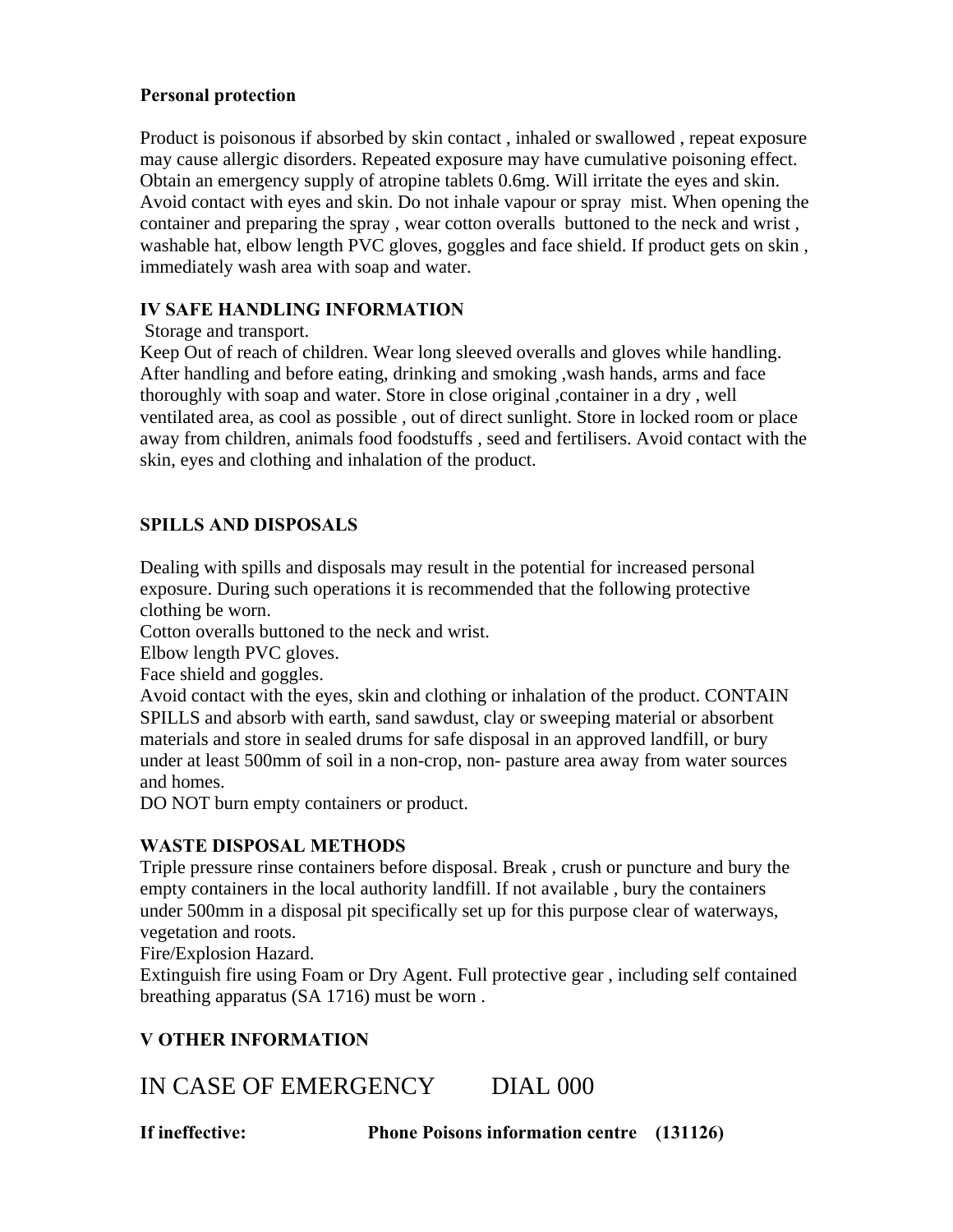**Personal protection**

Product is poisonous if absorbed by skin contact , inhaled or swallowed , repeat exposure may cause allergic disorders. Repeated exposure may have cumulative poisoning effect. Obtain an emergency supply of atropine tablets 0.6mg. Will irritate the eyes and skin. Avoid contact with eyes and skin. Do not inhale vapour or spray mist. When opening the container and preparing the spray , wear cotton overalls buttoned to the neck and wrist , washable hat, elbow length PVC gloves, goggles and face shield. If product gets on skin , immediately wash area with soap and water.

**IV SAFE HANDLING INFORMATION**

Storage and transport.

Keep Out of reach of children. Wear long sleeved overalls and gloves while handling. After handling and before eating, drinking and smoking ,wash hands, arms and face thoroughly with soap and water. Store in close original ,container in a dry , well ventilated area, as cool as possible , out of direct sunlight. Store in locked room or place away from children, animals food foodstuffs , seed and fertilisers. Avoid contact with the skin, eyes and clothing and inhalation of the product.

**SPILLS AND DISPOSALS**

Dealing with spills and disposals may result in the potential for increased personal exposure. During such operations it is recommended that the following protective clothing be worn.

Cotton overalls buttoned to the neck and wrist.

Elbow length PVC gloves.

Face shield and goggles.

Avoid contact with the eyes, skin and clothing or inhalation of the product. CONTAIN SPILLS and absorb with earth, sand sawdust, clay or sweeping material or absorbent materials and store in sealed drums for safe disposal in an approved landfill, or bury under at least 500mm of soil in a non-crop, non- pasture area away from water sources and homes.

DO NOT burn empty containers or product.

**WASTE DISPOSAL METHODS**

Triple pressure rinse containers before disposal. Break , crush or puncture and bury the empty containers in the local authority landfill. If not available , bury the containers under 500mm in a disposal pit specifically set up for this purpose clear of waterways, vegetation and roots.

Fire/Explosion Hazard.

Extinguish fire using Foam or Dry Agent. Full protective gear , including self contained breathing apparatus (SA 1716) must be worn .

**V OTHER INFORMATION**

IN CASE OF EMERGENCY DIAL 000

**If ineffective: Phone Poisons information centre (131126)**